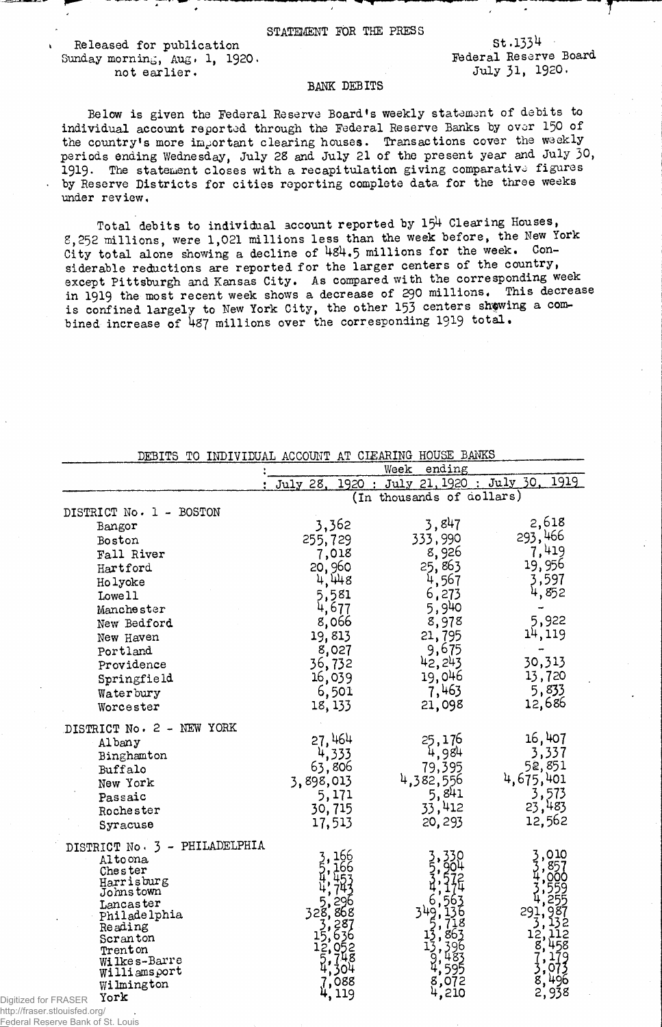STATEMENT FOR THE PRESS

Released for publication
Sunday morning, Aug. 1, 1920.
not earlier.

St.1334
Federal Reserve Board
July 31, 1920.

BANK DEBITS

Below is given the Federal Reserve Board's weekly statement of debits to individual account reported through the Federal Reserve Banks by over 150 of the country's more important clearing houses. Transactions cover the weekly periods ending Wednesday, July 28 and July 21 of the present year and July 30, 1919. The statement closes with a recapitulation giving comparative figures by Reserve Districts for cities reporting complete data for the three weeks under review.

Total debits to individual account reported by 154 Clearing Houses, 8,252 millions, were 1,021 millions less than the week before, the New York City total alone showing a decline of 484.5 millions for the week. Considerable reductions are reported for the larger centers of the country, except Pittsburgh and Kansas City. As compared with the corresponding week in 1919 the most recent week shows a decrease of 290 millions. This decrease is confined largely to New York City, the other 153 centers showing a combined increase of 487 millions over the corresponding 1919 total.

DEBITS TO INDIVIDUAL ACCOUNT AT CLEARING HOUSE BANKS

| | Week ending | | |
|---|---|---|---|
| | July 28, 1920 | July 21, 1920 | July 30, 1919 |
| | (In thousands of dollars) | | |
| DISTRICT No. 1 - BOSTON | | | |
| Bangor | 3,362 | 3,847 | 2,618 |
| Boston | 255,729 | 333,990 | 293,466 |
| Fall River | 7,018 | 8,926 | 7,419 |
| Hartford | 20,960 | 25,863 | 19,956 |
| Holyoke | 4,448 | 4,567 | 3,597 |
| Lowell | 5,581 | 6,273 | 4,852 |
| Manchester | 4,677 | 5,940 | - |
| New Bedford | 8,066 | 8,978 | 5,922 |
| New Haven | 19,813 | 21,795 | 14,119 |
| Portland | 8,027 | 9,675 | - |
| Providence | 36,732 | 42,243 | 30,313 |
| Springfield | 16,039 | 19,046 | 13,720 |
| Waterbury | 6,501 | 7,463 | 5,833 |
| Worcester | 18,133 | 21,098 | 12,686 |
| DISTRICT No. 2 - NEW YORK | | | |
| Albany | 27,464 | 25,176 | 16,407 |
| Binghamton | 4,333 | 4,984 | 3,337 |
| Buffalo | 63,806 | 79,395 | 58,851 |
| New York | 3,898,013 | 4,382,556 | 4,675,401 |
| Passaic | 5,171 | 5,841 | 3,573 |
| Rochester | 30,715 | 33,412 | 23,483 |
| Syracuse | 17,513 | 20,293 | 12,562 |
| DISTRICT No. 3 - PHILADELPHIA | | | |
| Altoona | 3,166 | 3,330 | 3,010 |
| Chester | 5,166 | 5,904 | 3,857 |
| Harrisburg | 4,453 | 3,572 | 4,000 |
| Johnstown | 4,743 | 4,174 | 3,559 |
| Lancaster | 5,296 | 6,563 | 4,255 |
| Philadelphia | 328,868 | 349,136 | 291,987 |
| Reading | 3,287 | 5,718 | 3,132 |
| Scranton | 15,636 | 13,863 | 12,112 |
| Trenton | 12,052 | 13,396 | 8,458 |
| Wilkes-Barre | 5,748 | 9,483 | 7,179 |
| Williamsport | 4,304 | 4,595 | 3,073 |
| Wilmington | 7,088 | 8,072 | 8,496 |
| York | 4,119 | 4,210 | 2,938 |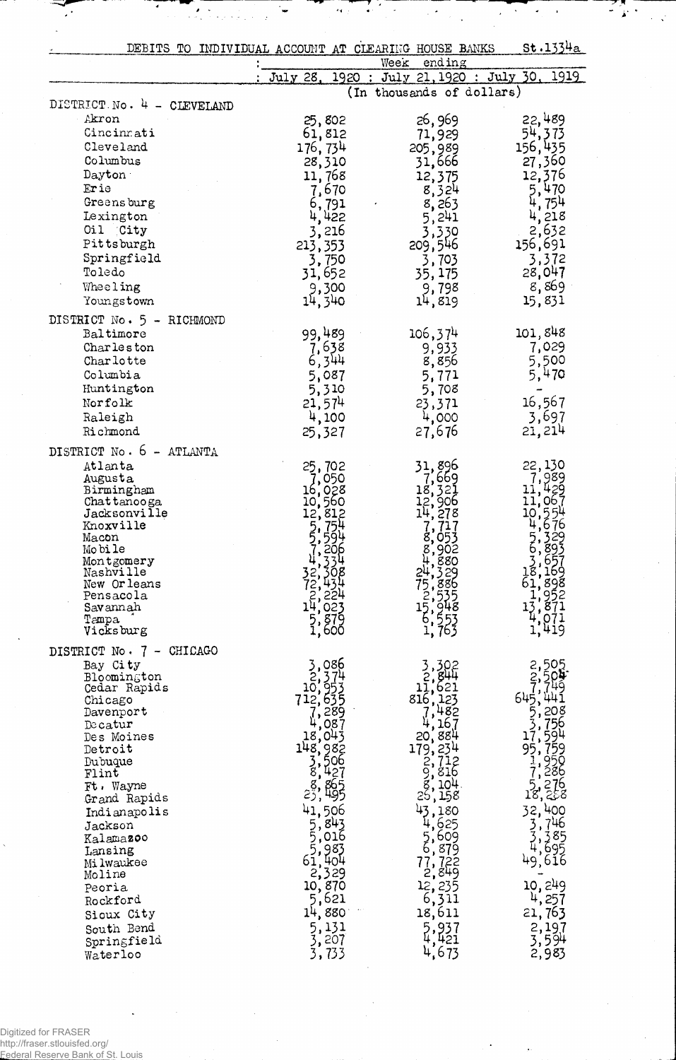St.1334a

DEBITS TO INDIVIDUAL ACCOUNT AT CLEARING HOUSE BANKS

| | Week ending | | |
|---|---|---|---|
| | July 28, 1920 | July 21, 1920 | July 30, 1919 |
| | (In thousands of dollars) | | |
| **DISTRICT No. 4 - CLEVELAND** | | | |
| Akron | 25,802 | 26,969 | 22,489 |
| Cincinnati | 61,812 | 71,929 | 54,373 |
| Cleveland | 176,734 | 205,989 | 156,435 |
| Columbus | 28,310 | 31,666 | 27,360 |
| Dayton | 11,768 | 12,375 | 12,376 |
| Erie | 7,670 | 8,324 | 5,470 |
| Greensburg | 6,791 | 8,263 | 4,754 |
| Lexington | 4,422 | 5,241 | 4,218 |
| Oil City | 3,216 | 3,330 | 2,632 |
| Pittsburgh | 213,353 | 209,546 | 156,691 |
| Springfield | 3,750 | 3,703 | 3,372 |
| Toledo | 31,652 | 35,175 | 28,047 |
| Wheeling | 9,300 | 9,798 | 8,869 |
| Youngstown | 14,340 | 14,819 | 15,831 |
| **DISTRICT No. 5 - RICHMOND** | | | |
| Baltimore | 99,489 | 106,374 | 101,848 |
| Charleston | 7,638 | 9,933 | 7,029 |
| Charlotte | 6,344 | 8,856 | 5,500 |
| Columbia | 5,087 | 5,771 | 5,470 |
| Huntington | 5,310 | 5,708 | - |
| Norfolk | 21,574 | 23,371 | 16,567 |
| Raleigh | 4,100 | 4,000 | 3,697 |
| Richmond | 25,327 | 27,676 | 21,214 |
| **DISTRICT No. 6 - ATLANTA** | | | |
| Atlanta | 25,702 | 31,896 | 22,130 |
| Augusta | 7,050 | 7,669 | 7,989 |
| Birmingham | 16,028 | 18,321 | 11,429 |
| Chattanooga | 10,560 | 12,906 | 11,067 |
| Jacksonville | 12,812 | 14,278 | 10,554 |
| Knoxville | 5,754 | 7,717 | 4,676 |
| Macon | 5,594 | 8,053 | 5,329 |
| Mobile | 7,206 | 8,902 | 6,893 |
| Montgomery | 4,334 | 4,880 | 3,657 |
| Nashville | 32,308 | 24,329 | 18,169 |
| New Orleans | 72,434 | 75,886 | 61,898 |
| Pensacola | 2,224 | 2,535 | 1,952 |
| Savannah | 14,023 | 15,948 | 13,871 |
| Tampa | 5,879 | 6,553 | 4,071 |
| Vicksburg | 1,600 | 1,763 | 1,419 |
| **DISTRICT No. 7 - CHICAGO** | | | |
| Bay City | 3,086 | 3,302 | 2,505 |
| Bloomington | 2,374 | 2,844 | 2,504 |
| Cedar Rapids | 10,953 | 11,621 | 7,749 |
| Chicago | 712,635 | 816,123 | 645,441 |
| Davenport | 7,289 | 7,482 | 5,208 |
| Decatur | 4,087 | 4,167 | 3,756 |
| Des Moines | 18,043 | 20,884 | 17,594 |
| Detroit | 148,982 | 179,234 | 95,759 |
| Dubuque | 3,506 | 2,712 | 1,950 |
| Flint | 8,427 | 9,816 | 7,286 |
| Ft. Wayne | 8,865 | 8,104 | 5,276 |
| Grand Rapids | 23,495 | 25,158 | 18,288 |
| Indianapolis | 41,506 | 43,180 | 32,400 |
| Jackson | 5,843 | 4,625 | 3,746 |
| Kalamazoo | 5,016 | 5,609 | 3,385 |
| Lansing | 5,983 | 6,879 | 4,695 |
| Milwaukee | 61,404 | 77,722 | 49,616 |
| Moline | 2,329 | 2,849 | - |
| Peoria | 10,870 | 12,235 | 10,249 |
| Rockford | 5,621 | 6,311 | 4,257 |
| Sioux City | 14,880 | 18,611 | 21,763 |
| South Bend | 5,131 | 5,937 | 2,197 |
| Springfield | 3,207 | 4,421 | 3,594 |
| Waterloo | 3,733 | 4,673 | 2,983 |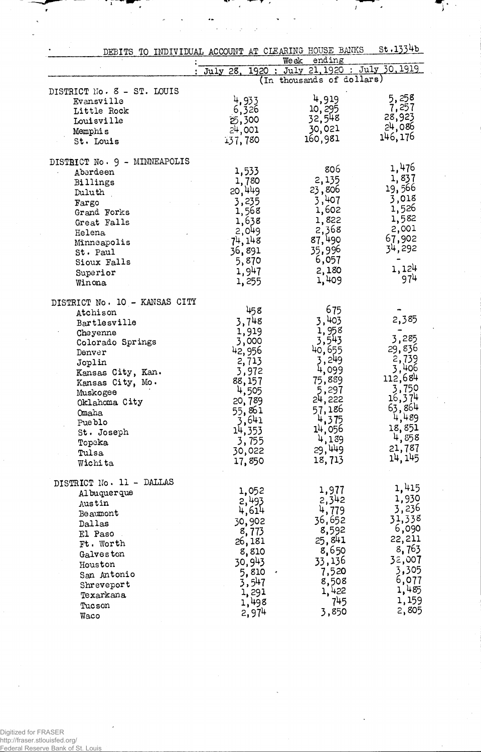DEBITS TO INDIVIDUAL ACCOUNT AT CLEARING HOUSE BANKS St.1334b

| | Week ending July 28, 1920 | July 21, 1920 | July 30, 1919 |
|---|---|---|---|
| | (In thousands of dollars) | | |
| **DISTRICT No. 8 - ST. LOUIS** | | | |
| Evansville | 4,933 | 4,919 | 5,258 |
| Little Rock | 6,326 | 10,295 | 7,257 |
| Louisville | 25,300 | 32,548 | 28,923 |
| Memphis | 24,001 | 30,021 | 24,086 |
| St. Louis | 137,780 | 160,981 | 146,176 |
| **DISTRICT No. 9 - MINNEAPOLIS** | | | |
| Aberdeen | 1,533 | 806 | 1,476 |
| Billings | 1,780 | 2,135 | 1,837 |
| Duluth | 20,449 | 23,806 | 19,566 |
| Fargo | 3,235 | 3,407 | 3,018 |
| Grand Forks | 1,568 | 1,602 | 1,526 |
| Great Falls | 1,638 | 1,822 | 1,582 |
| Helena | 2,049 | 2,368 | 2,001 |
| Minneapolis | 74,148 | 87,490 | 67,902 |
| St. Paul | 36,891 | 35,996 | 34,292 |
| Sioux Falls | 5,870 | 6,057 | - |
| Superior | 1,947 | 2,180 | 1,124 |
| Winona | 1,255 | 1,409 | 974 |
| **DISTRICT No. 10 - KANSAS CITY** | | | |
| Atchison | 458 | 675 | - |
| Bartlesville | 3,748 | 3,403 | 2,385 |
| Cheyenne | 1,919 | 1,958 | - |
| Colorado Springs | 3,000 | 3,543 | 3,285 |
| Denver | 42,956 | 40,655 | 29,836 |
| Joplin | 2,713 | 3,249 | 2,739 |
| Kansas City, Kan. | 3,972 | 4,099 | 3,406 |
| Kansas City, Mo. | 88,157 | 75,889 | 112,684 |
| Muskogee | 4,505 | 5,297 | 3,750 |
| Oklahoma City | 20,789 | 24,222 | 16,374 |
| Omaha | 55,861 | 57,186 | 63,864 |
| Pueblo | 3,641 | 4,375 | 4,489 |
| St. Joseph | 14,353 | 14,056 | 18,851 |
| Topeka | 3,755 | 4,189 | 4,858 |
| Tulsa | 30,022 | 29,449 | 21,787 |
| Wichita | 17,850 | 18,713 | 14,145 |
| **DISTRICT No. 11 - DALLAS** | | | |
| Albuquerque | 1,052 | 1,977 | 1,415 |
| Austin | 2,493 | 2,342 | 1,930 |
| Beaumont | 4,614 | 4,779 | 3,236 |
| Dallas | 30,902 | 36,652 | 31,338 |
| El Paso | 8,773 | 8,592 | 6,090 |
| Ft. Worth | 26,181 | 25,841 | 22,211 |
| Galveston | 8,810 | 8,650 | 8,763 |
| Houston | 30,943 | 33,136 | 32,007 |
| San Antonio | 5,810 | 7,520 | 3,305 |
| Shreveport | 3,547 | 8,508 | 6,077 |
| Texarkana | 1,291 | 1,422 | 1,485 |
| Tucson | 1,498 | 745 | 1,159 |
| Waco | 2,974 | 3,850 | 2,805 |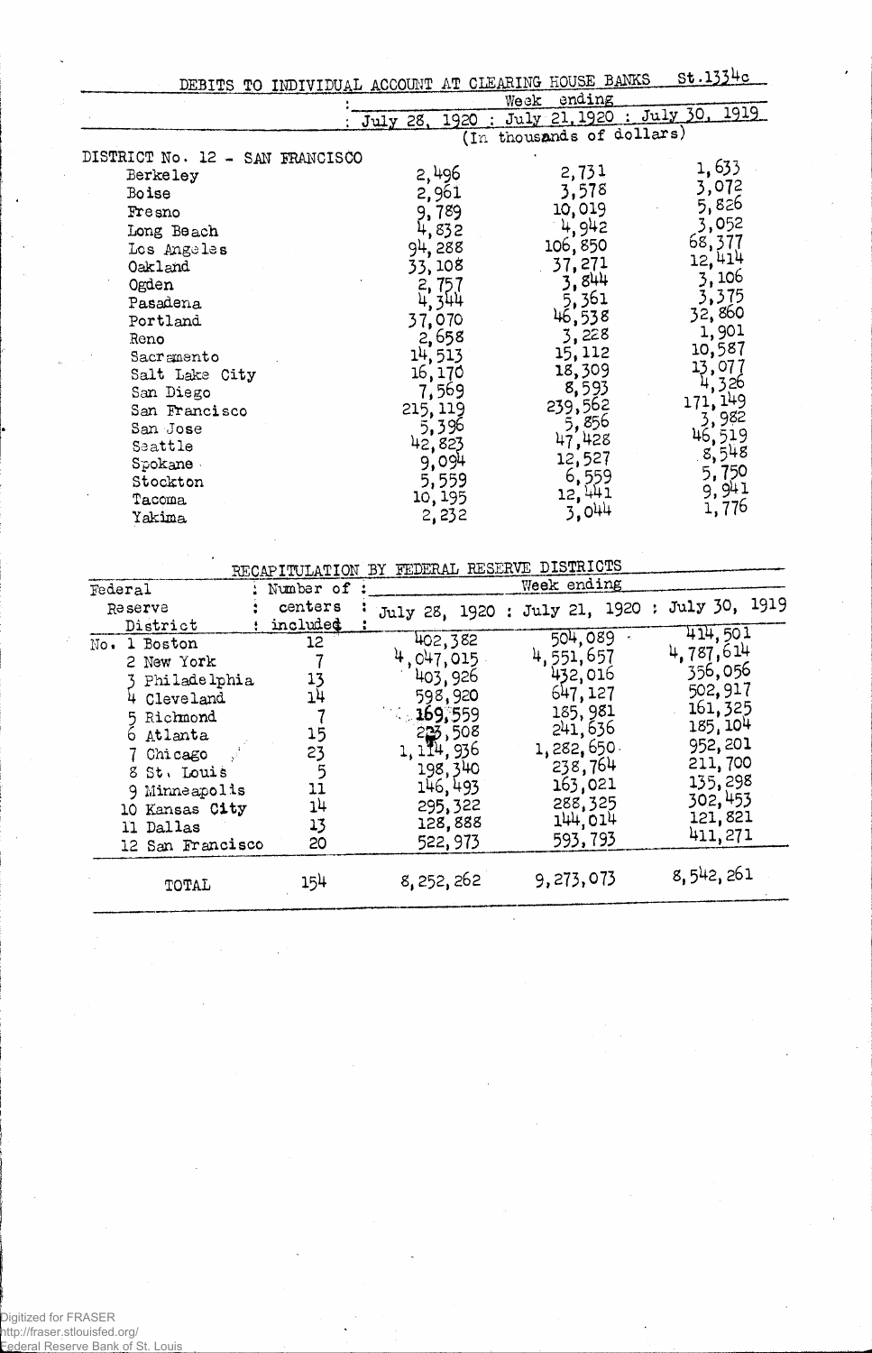St.1334c

## DEBITS TO INDIVIDUAL ACCOUNT AT CLEARING HOUSE BANKS

| | Week ending July 28, 1920 | Week ending July 21, 1920 | Week ending July 30, 1919 |
|---|---|---|---|
| | (In thousands of dollars) | | |
| **DISTRICT No. 12 - SAN FRANCISCO** | | | |
| Berkeley | 2,496 | 2,731 | 1,633 |
| Boise | 2,961 | 3,578 | 3,072 |
| Fresno | 9,789 | 10,019 | 5,826 |
| Long Beach | 4,832 | 4,942 | 3,052 |
| Los Angeles | 94,288 | 106,850 | 68,377 |
| Oakland | 33,108 | 37,271 | 12,414 |
| Ogden | 2,757 | 3,844 | 3,106 |
| Pasadena | 4,344 | 5,361 | 3,375 |
| Portland | 37,070 | 46,538 | 32,860 |
| Reno | 2,658 | 3,228 | 1,901 |
| Sacramento | 14,513 | 15,112 | 10,587 |
| Salt Lake City | 16,170 | 18,309 | 13,077 |
| San Diego | 7,569 | 8,593 | 4,326 |
| San Francisco | 215,119 | 239,562 | 171,149 |
| San Jose | 5,396 | 5,856 | 3,982 |
| Seattle | 42,823 | 47,428 | 46,519 |
| Spokane | 9,094 | 12,527 | 8,548 |
| Stockton | 5,559 | 6,559 | 5,750 |
| Tacoma | 10,195 | 12,441 | 9,941 |
| Yakima | 2,232 | 3,044 | 1,776 |

## RECAPITULATION BY FEDERAL RESERVE DISTRICTS

| Federal Reserve District | Number of centers included | Week ending July 28, 1920 | Week ending July 21, 1920 | Week ending July 30, 1919 |
|---|---|---|---|---|
| No. 1 Boston | 12 | 402,382 | 504,089 | 414,501 |
| 2 New York | 7 | 4,047,015 | 4,551,657 | 4,787,614 |
| 3 Philadelphia | 13 | 403,926 | 432,016 | 356,056 |
| 4 Cleveland | 14 | 598,920 | 647,127 | 502,917 |
| 5 Richmond | 7 | 169,559 | 185,981 | 161,325 |
| 6 Atlanta | 15 | 223,508 | 241,636 | 185,104 |
| 7 Chicago | 23 | 1,114,936 | 1,282,650 | 952,201 |
| 8 St. Louis | 5 | 198,340 | 238,764 | 211,700 |
| 9 Minneapolis | 11 | 146,493 | 163,021 | 135,298 |
| 10 Kansas City | 14 | 295,322 | 288,325 | 302,453 |
| 11 Dallas | 13 | 128,888 | 144,014 | 121,821 |
| 12 San Francisco | 20 | 522,973 | 593,793 | 411,271 |
| TOTAL | 154 | 8,252,262 | 9,273,073 | 8,542,261 |